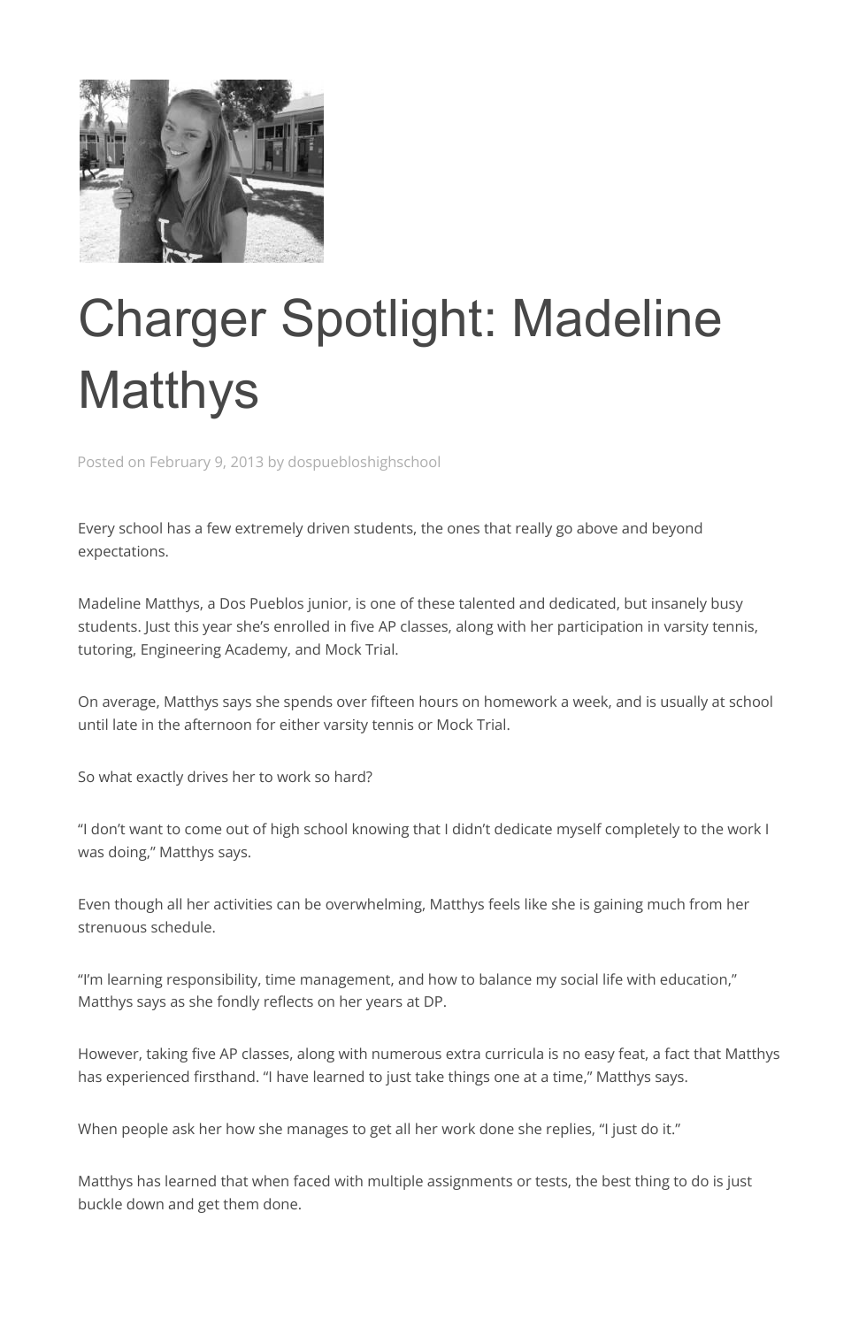# Charger Spotlight: Madeline Matthys

Posted on February 9, 2013 by dospuebloshighschool

Every school has a few extremely driven students, the ones that really go above and beyond expectations.

Madeline Matthys, a Dos Pueblos junior, is one of these talented and dedicated, but insanely busy students. Just this year she's enrolled in five AP classes, along with her participation in varsity tennis, tutoring, Engineering Academy, and Mock Trial.

On average, Matthys says she spends over fifteen hours on homework a week, and is usually at school until late in the afternoon for either varsity tennis or Mock Trial.

So what exactly drives her to work so hard?

"I don't want to come out of high school knowing that I didn't dedicate myself completely to the work I was doing," Matthys says.

Even though all her activities can be overwhelming, Matthys feels like she is gaining much from her strenuous schedule.

"I'm learning responsibility, time management, and how to balance my social life with education," Matthys says as she fondly reflects on her years at DP.

However, taking five AP classes, along with numerous extra curricula is no easy feat, a fact that Matthys has experienced firsthand. "I have learned to just take things one at a time," Matthys says.

When people ask her how she manages to get all her work done she replies, "I just do it."

Matthys has learned that when faced with multiple assignments or tests, the best thing to do is just buckle down and get them done.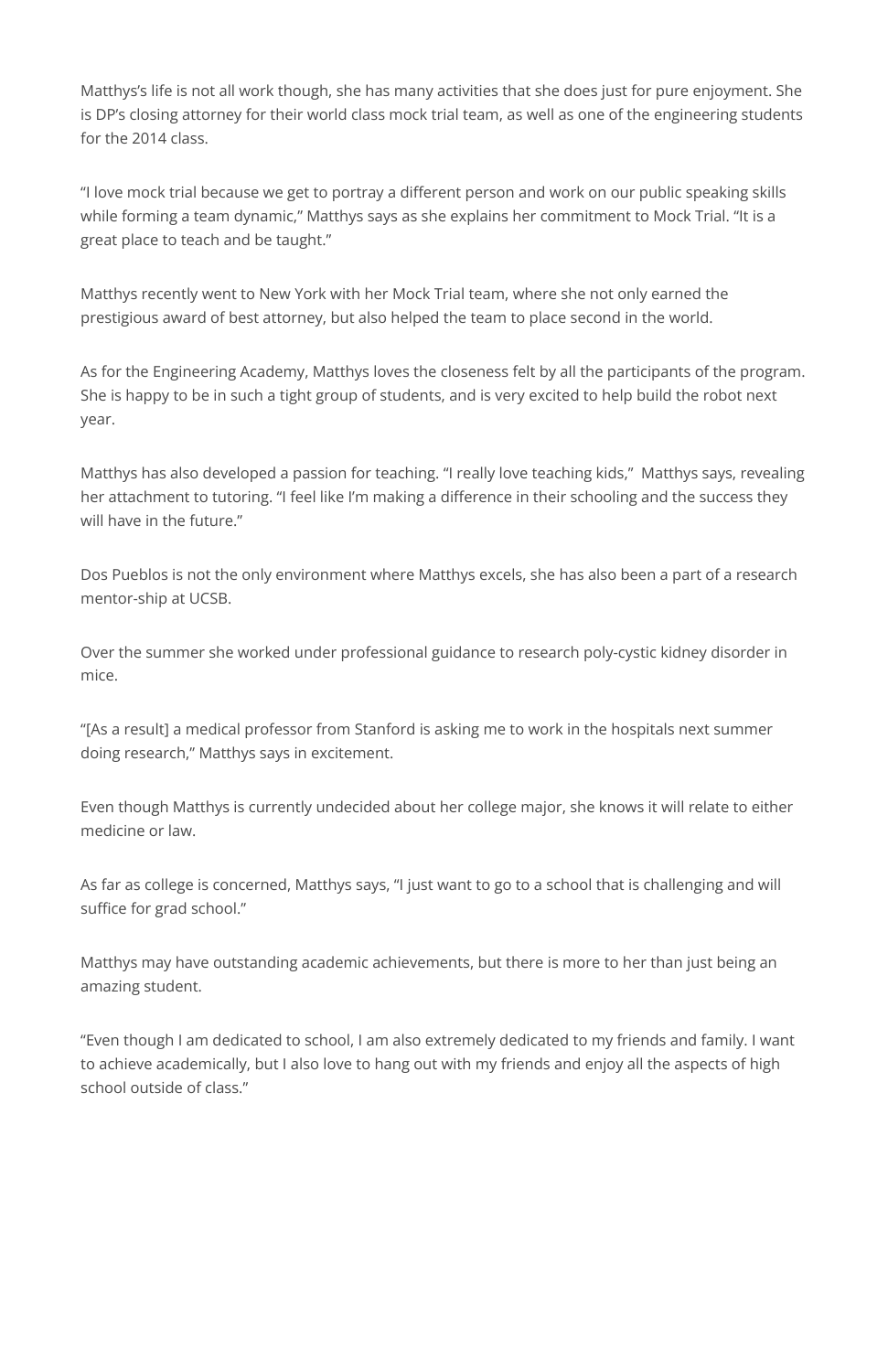Matthys's life is not all work though, she has many activities that she does just for pure enjoyment. She is DP's closing attorney for their world class mock trial team, as well as one of the engineering students for the 2014 class.

"I love mock trial because we get to portray a different person and work on our public speaking skills while forming a team dynamic," Matthys says as she explains her commitment to Mock Trial. "It is a great place to teach and be taught."

Matthys recently went to New York with her Mock Trial team, where she not only earned the prestigious award of best attorney, but also helped the team to place second in the world.

As for the Engineering Academy, Matthys loves the closeness felt by all the participants of the program. She is happy to be in such a tight group of students, and is very excited to help build the robot next year.

Matthys has also developed a passion for teaching. "I really love teaching kids," Matthys says, revealing her attachment to tutoring. "I feel like I'm making a difference in their schooling and the success they will have in the future."

Dos Pueblos is not the only environment where Matthys excels, she has also been a part of a research mentor-ship at UCSB.

Over the summer she worked under professional guidance to research poly-cystic kidney disorder in mice.

"[As a result] a medical professor from Stanford is asking me to work in the hospitals next summer doing research," Matthys says in excitement.

Even though Matthys is currently undecided about her college major, she knows it will relate to either medicine or law.

As far as college is concerned, Matthys says, "I just want to go to a school that is challenging and will suffice for grad school."

Matthys may have outstanding academic achievements, but there is more to her than just being an amazing student.

"Even though I am dedicated to school, I am also extremely dedicated to my friends and family. I want to achieve academically, but I also love to hang out with my friends and enjoy all the aspects of high school outside of class."